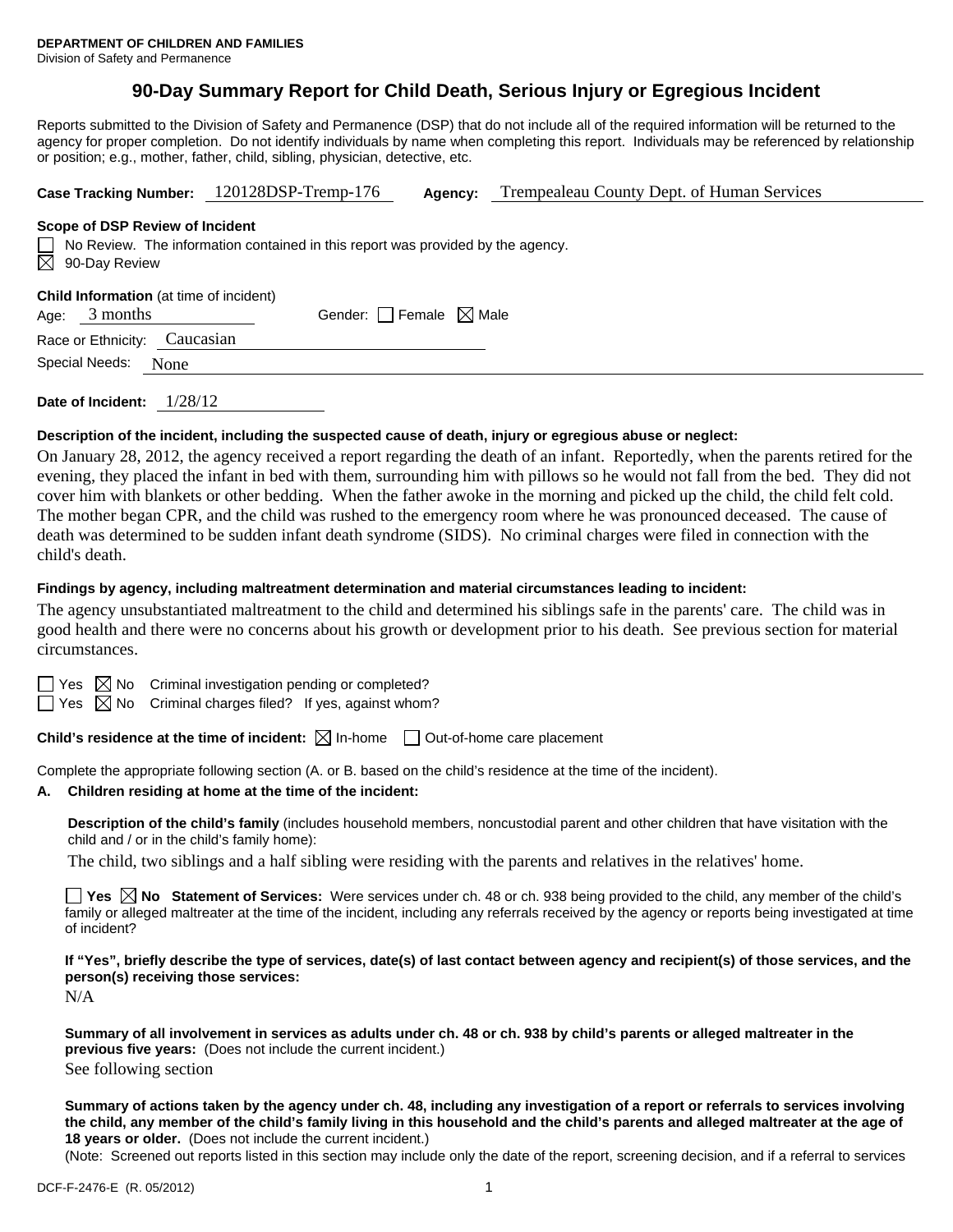**DEPARTMENT OF CHILDREN AND FAMILIES**
Division of Safety and Permanence

# 90-Day Summary Report for Child Death, Serious Injury or Egregious Incident

Reports submitted to the Division of Safety and Permanence (DSP) that do not include all of the required information will be returned to the agency for proper completion. Do not identify individuals by name when completing this report. Individuals may be referenced by relationship or position; e.g., mother, father, child, sibling, physician, detective, etc.

**Case Tracking Number:** 120128DSP-Tremp-176 **Agency:** Trempealeau County Dept. of Human Services

**Scope of DSP Review of Incident**

☐ No Review. The information contained in this report was provided by the agency.
☒ 90-Day Review

**Child Information** (at time of incident)

Age: 3 months Gender: ☐ Female ☒ Male

Race or Ethnicity: Caucasian

Special Needs: None

**Date of Incident:** 1/28/12

**Description of the incident, including the suspected cause of death, injury or egregious abuse or neglect:**

On January 28, 2012, the agency received a report regarding the death of an infant. Reportedly, when the parents retired for the evening, they placed the infant in bed with them, surrounding him with pillows so he would not fall from the bed. They did not cover him with blankets or other bedding. When the father awoke in the morning and picked up the child, the child felt cold. The mother began CPR, and the child was rushed to the emergency room where he was pronounced deceased. The cause of death was determined to be sudden infant death syndrome (SIDS). No criminal charges were filed in connection with the child's death.

**Findings by agency, including maltreatment determination and material circumstances leading to incident:**

The agency unsubstantiated maltreatment to the child and determined his siblings safe in the parents' care. The child was in good health and there were no concerns about his growth or development prior to his death. See previous section for material circumstances.

☐ Yes ☒ No Criminal investigation pending or completed?
☐ Yes ☒ No Criminal charges filed? If yes, against whom?

**Child's residence at the time of incident:** ☒ In-home ☐ Out-of-home care placement

Complete the appropriate following section (A. or B. based on the child's residence at the time of the incident).

**A. Children residing at home at the time of the incident:**

**Description of the child's family** (includes household members, noncustodial parent and other children that have visitation with the child and / or in the child's family home):

The child, two siblings and a half sibling were residing with the parents and relatives in the relatives' home.

☐ **Yes** ☒ **No Statement of Services:** Were services under ch. 48 or ch. 938 being provided to the child, any member of the child's family or alleged maltreater at the time of the incident, including any referrals received by the agency or reports being investigated at time of incident?

**If "Yes", briefly describe the type of services, date(s) of last contact between agency and recipient(s) of those services, and the person(s) receiving those services:**

N/A

**Summary of all involvement in services as adults under ch. 48 or ch. 938 by child's parents or alleged maltreater in the previous five years:** (Does not include the current incident.)

See following section

**Summary of actions taken by the agency under ch. 48, including any investigation of a report or referrals to services involving the child, any member of the child's family living in this household and the child's parents and alleged maltreater at the age of 18 years or older.** (Does not include the current incident.)

(Note: Screened out reports listed in this section may include only the date of the report, screening decision, and if a referral to services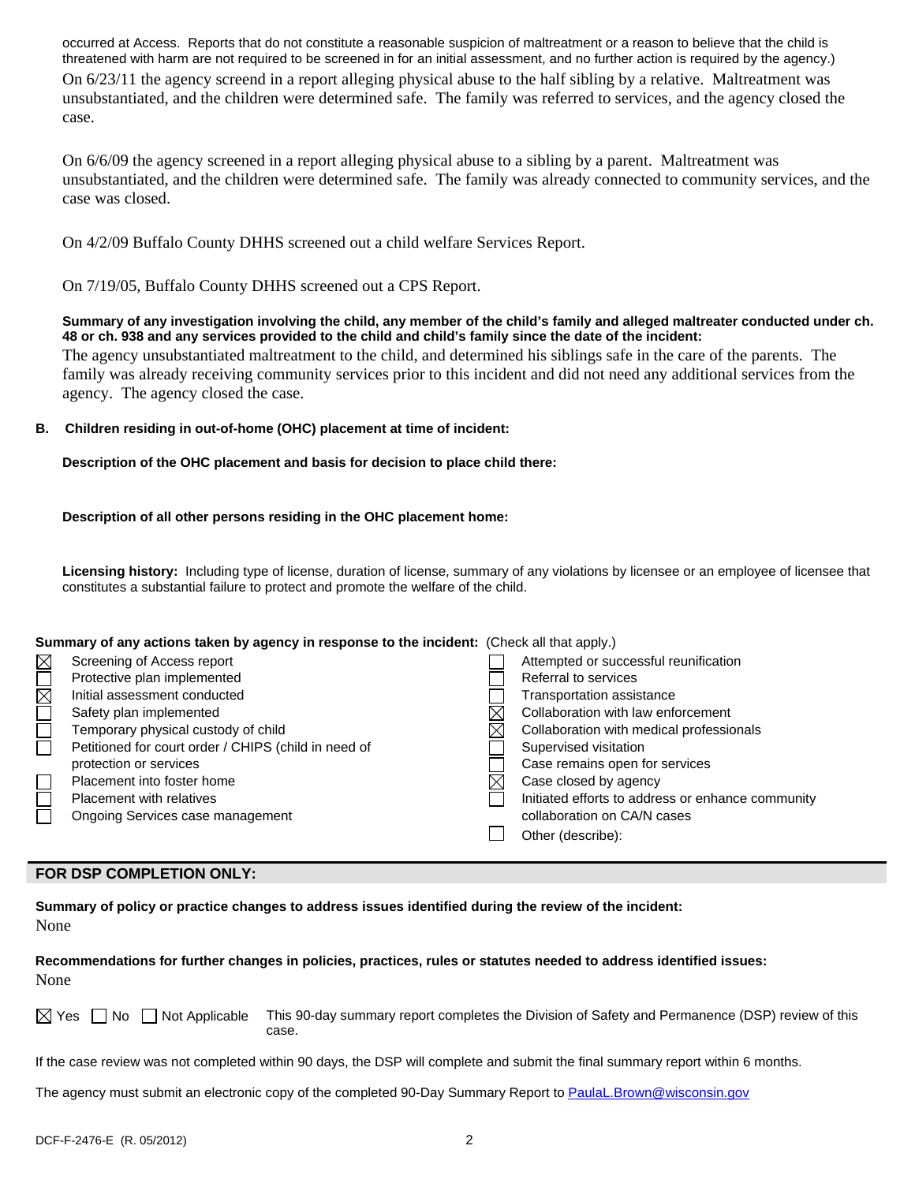occurred at Access. Reports that do not constitute a reasonable suspicion of maltreatment or a reason to believe that the child is threatened with harm are not required to be screened in for an initial assessment, and no further action is required by the agency.)

On 6/23/11 the agency screend in a report alleging physical abuse to the half sibling by a relative. Maltreatment was unsubstantiated, and the children were determined safe. The family was referred to services, and the agency closed the case.

On 6/6/09 the agency screened in a report alleging physical abuse to a sibling by a parent. Maltreatment was unsubstantiated, and the children were determined safe. The family was already connected to community services, and the case was closed.

On 4/2/09 Buffalo County DHHS screened out a child welfare Services Report.

On 7/19/05, Buffalo County DHHS screened out a CPS Report.

**Summary of any investigation involving the child, any member of the child's family and alleged maltreater conducted under ch. 48 or ch. 938 and any services provided to the child and child's family since the date of the incident:**

The agency unsubstantiated maltreatment to the child, and determined his siblings safe in the care of the parents. The family was already receiving community services prior to this incident and did not need any additional services from the agency. The agency closed the case.

**B. Children residing in out-of-home (OHC) placement at time of incident:**

**Description of the OHC placement and basis for decision to place child there:**

**Description of all other persons residing in the OHC placement home:**

**Licensing history:** Including type of license, duration of license, summary of any violations by licensee or an employee of licensee that constitutes a substantial failure to protect and promote the welfare of the child.

**Summary of any actions taken by agency in response to the incident:** (Check all that apply.)

- ☒ Screening of Access report
- ☐ Protective plan implemented
- ☒ Initial assessment conducted
- ☐ Safety plan implemented
- ☐ Temporary physical custody of child
- ☐ Petitioned for court order / CHIPS (child in need of protection or services
- ☐ Placement into foster home
- ☐ Placement with relatives
- ☐ Ongoing Services case management
- ☐ Attempted or successful reunification
- ☐ Referral to services
- ☐ Transportation assistance
- ☒ Collaboration with law enforcement
- ☒ Collaboration with medical professionals
- ☐ Supervised visitation
- ☐ Case remains open for services
- ☒ Case closed by agency
- ☐ Initiated efforts to address or enhance community collaboration on CA/N cases
- ☐ Other (describe):

## FOR DSP COMPLETION ONLY:

**Summary of policy or practice changes to address issues identified during the review of the incident:**

None

**Recommendations for further changes in policies, practices, rules or statutes needed to address identified issues:**

None

☒ Yes ☐ No ☐ Not Applicable This 90-day summary report completes the Division of Safety and Permanence (DSP) review of this case.

If the case review was not completed within 90 days, the DSP will complete and submit the final summary report within 6 months.

The agency must submit an electronic copy of the completed 90-Day Summary Report to PaulaL.Brown@wisconsin.gov

DCF-F-2476-E (R. 05/2012)